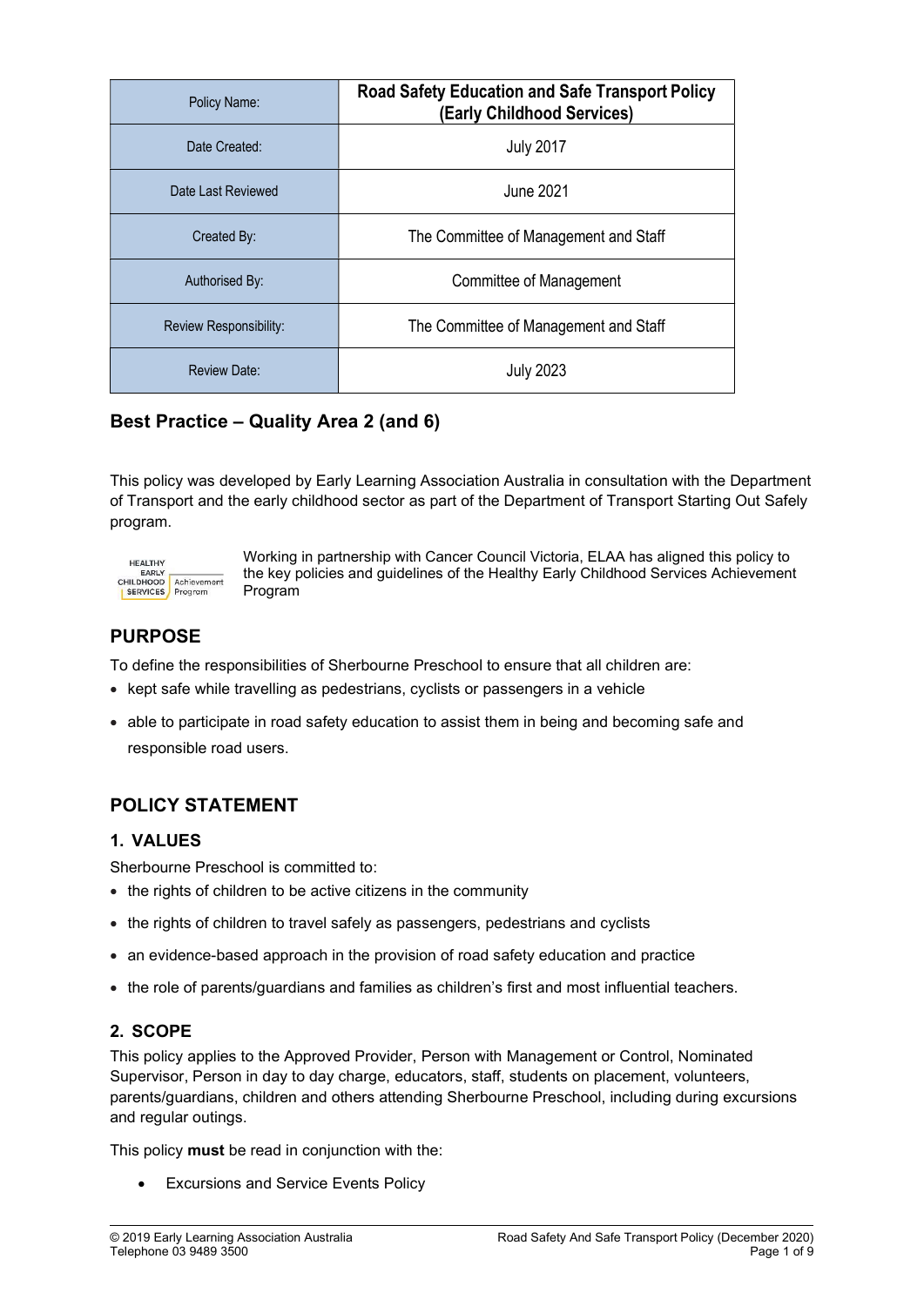| Policy Name: | Road Safety Education and Safe Transport Policy (Early Childhood Services) |
| --- | --- |
| Date Created: | July 2017 |
| Date Last Reviewed | June 2021 |
| Created By: | The Committee of Management and Staff |
| Authorised By: | Committee of Management |
| Review Responsibility: | The Committee of Management and Staff |
| Review Date: | July 2023 |

## Best Practice – Quality Area 2 (and 6)

This policy was developed by Early Learning Association Australia in consultation with the Department of Transport and the early childhood sector as part of the Department of Transport Starting Out Safely program.

HEALTHY EARLY CHILDHOOD SERVICES Achievement Program

Working in partnership with Cancer Council Victoria, ELAA has aligned this policy to the key policies and guidelines of the Healthy Early Childhood Services Achievement Program

## PURPOSE

To define the responsibilities of Sherbourne Preschool to ensure that all children are:

- kept safe while travelling as pedestrians, cyclists or passengers in a vehicle
- able to participate in road safety education to assist them in being and becoming safe and responsible road users.

## POLICY STATEMENT

### 1. VALUES

Sherbourne Preschool is committed to:

- the rights of children to be active citizens in the community
- the rights of children to travel safely as passengers, pedestrians and cyclists
- an evidence-based approach in the provision of road safety education and practice
- the role of parents/guardians and families as children's first and most influential teachers.

### 2. SCOPE

This policy applies to the Approved Provider, Person with Management or Control, Nominated Supervisor, Person in day to day charge, educators, staff, students on placement, volunteers, parents/guardians, children and others attending Sherbourne Preschool, including during excursions and regular outings.

This policy **must** be read in conjunction with the:

- Excursions and Service Events Policy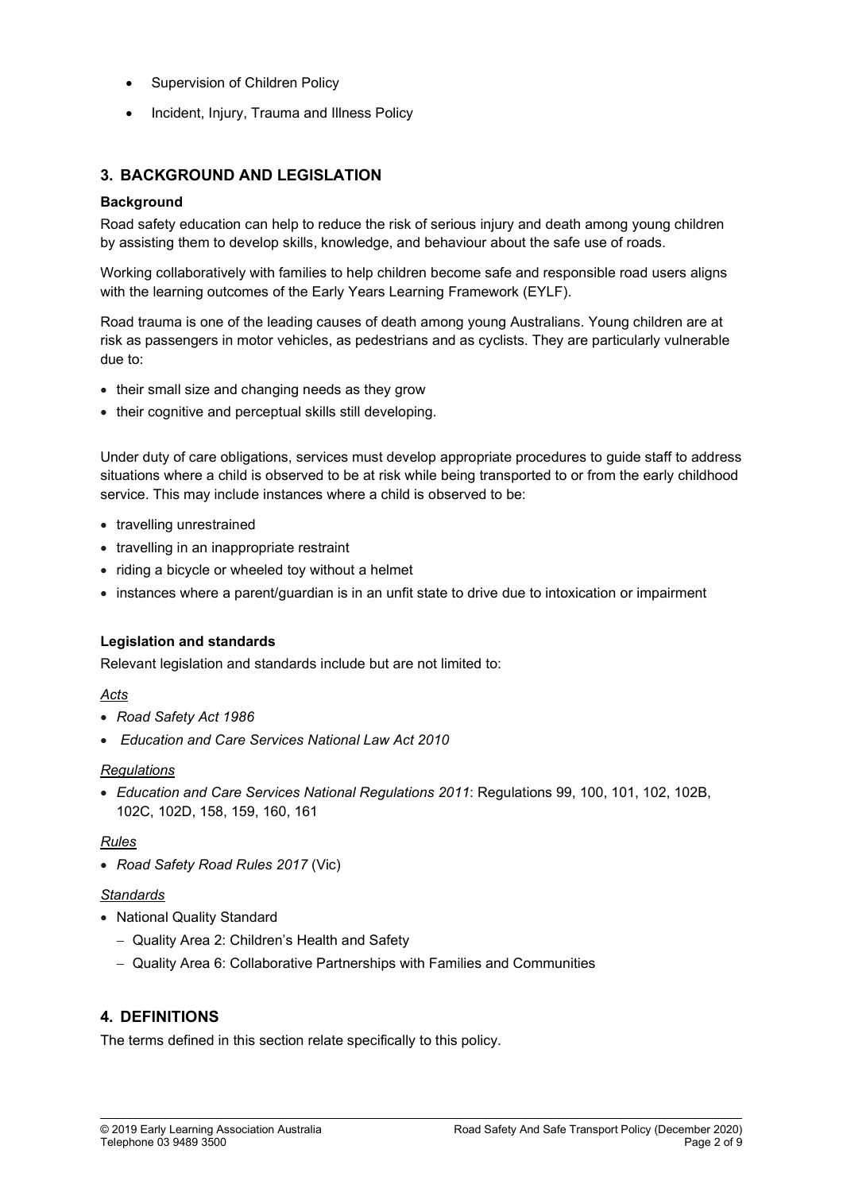- Supervision of Children Policy
- Incident, Injury, Trauma and Illness Policy

## 3. BACKGROUND AND LEGISLATION

### Background

Road safety education can help to reduce the risk of serious injury and death among young children by assisting them to develop skills, knowledge, and behaviour about the safe use of roads.

Working collaboratively with families to help children become safe and responsible road users aligns with the learning outcomes of the Early Years Learning Framework (EYLF).

Road trauma is one of the leading causes of death among young Australians. Young children are at risk as passengers in motor vehicles, as pedestrians and as cyclists. They are particularly vulnerable due to:

- their small size and changing needs as they grow
- their cognitive and perceptual skills still developing.

Under duty of care obligations, services must develop appropriate procedures to guide staff to address situations where a child is observed to be at risk while being transported to or from the early childhood service. This may include instances where a child is observed to be:

- travelling unrestrained
- travelling in an inappropriate restraint
- riding a bicycle or wheeled toy without a helmet
- instances where a parent/guardian is in an unfit state to drive due to intoxication or impairment

### Legislation and standards

Relevant legislation and standards include but are not limited to:

<u>*Acts*</u>

- *Road Safety Act 1986*
- *Education and Care Services National Law Act 2010*

<u>*Regulations*</u>

- *Education and Care Services National Regulations 2011*: Regulations 99, 100, 101, 102, 102B, 102C, 102D, 158, 159, 160, 161

<u>*Rules*</u>

- *Road Safety Road Rules 2017* (Vic)

<u>*Standards*</u>

- National Quality Standard
  - Quality Area 2: Children's Health and Safety
  - Quality Area 6: Collaborative Partnerships with Families and Communities

## 4. DEFINITIONS

The terms defined in this section relate specifically to this policy.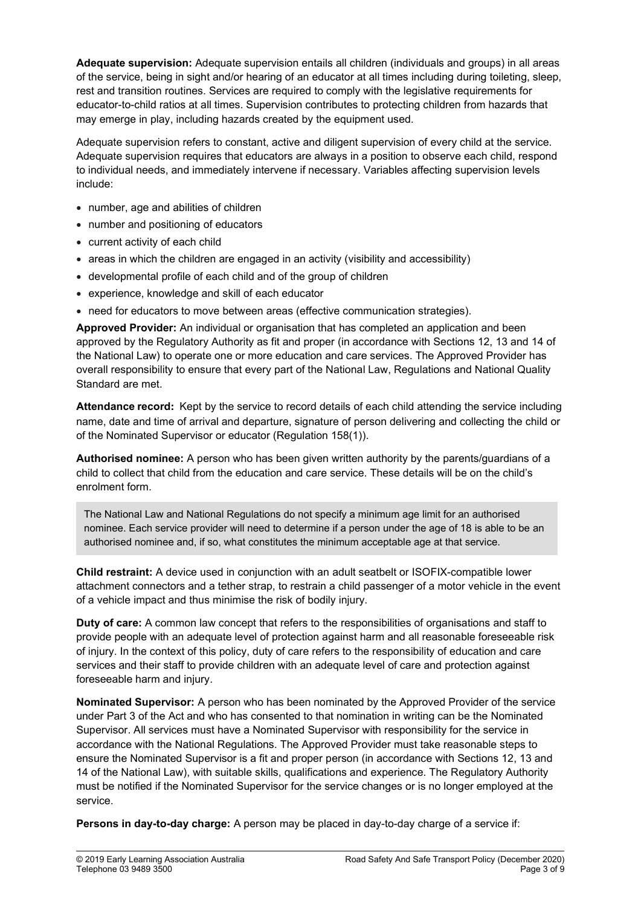**Adequate supervision:** Adequate supervision entails all children (individuals and groups) in all areas of the service, being in sight and/or hearing of an educator at all times including during toileting, sleep, rest and transition routines. Services are required to comply with the legislative requirements for educator-to-child ratios at all times. Supervision contributes to protecting children from hazards that may emerge in play, including hazards created by the equipment used.

Adequate supervision refers to constant, active and diligent supervision of every child at the service. Adequate supervision requires that educators are always in a position to observe each child, respond to individual needs, and immediately intervene if necessary. Variables affecting supervision levels include:

- number, age and abilities of children
- number and positioning of educators
- current activity of each child
- areas in which the children are engaged in an activity (visibility and accessibility)
- developmental profile of each child and of the group of children
- experience, knowledge and skill of each educator
- need for educators to move between areas (effective communication strategies).

**Approved Provider:** An individual or organisation that has completed an application and been approved by the Regulatory Authority as fit and proper (in accordance with Sections 12, 13 and 14 of the National Law) to operate one or more education and care services. The Approved Provider has overall responsibility to ensure that every part of the National Law, Regulations and National Quality Standard are met.

**Attendance record:** Kept by the service to record details of each child attending the service including name, date and time of arrival and departure, signature of person delivering and collecting the child or of the Nominated Supervisor or educator (Regulation 158(1)).

**Authorised nominee:** A person who has been given written authority by the parents/guardians of a child to collect that child from the education and care service. These details will be on the child's enrolment form.

> The National Law and National Regulations do not specify a minimum age limit for an authorised nominee. Each service provider will need to determine if a person under the age of 18 is able to be an authorised nominee and, if so, what constitutes the minimum acceptable age at that service.

**Child restraint:** A device used in conjunction with an adult seatbelt or ISOFIX-compatible lower attachment connectors and a tether strap, to restrain a child passenger of a motor vehicle in the event of a vehicle impact and thus minimise the risk of bodily injury.

**Duty of care:** A common law concept that refers to the responsibilities of organisations and staff to provide people with an adequate level of protection against harm and all reasonable foreseeable risk of injury. In the context of this policy, duty of care refers to the responsibility of education and care services and their staff to provide children with an adequate level of care and protection against foreseeable harm and injury.

**Nominated Supervisor:** A person who has been nominated by the Approved Provider of the service under Part 3 of the Act and who has consented to that nomination in writing can be the Nominated Supervisor. All services must have a Nominated Supervisor with responsibility for the service in accordance with the National Regulations. The Approved Provider must take reasonable steps to ensure the Nominated Supervisor is a fit and proper person (in accordance with Sections 12, 13 and 14 of the National Law), with suitable skills, qualifications and experience. The Regulatory Authority must be notified if the Nominated Supervisor for the service changes or is no longer employed at the service.

**Persons in day-to-day charge:** A person may be placed in day-to-day charge of a service if: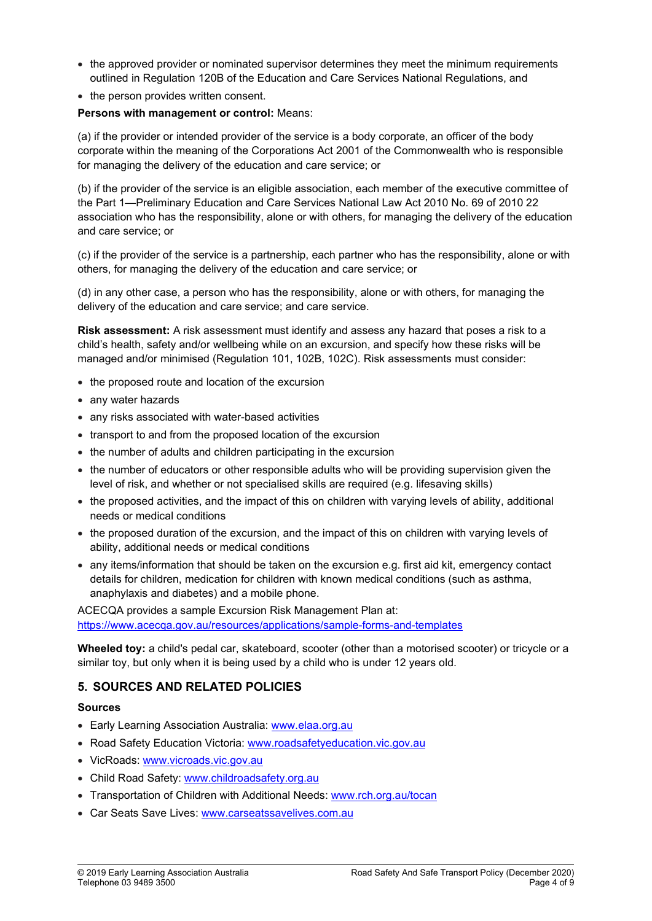- the approved provider or nominated supervisor determines they meet the minimum requirements outlined in Regulation 120B of the Education and Care Services National Regulations, and
- the person provides written consent.

**Persons with management or control:** Means:

(a) if the provider or intended provider of the service is a body corporate, an officer of the body corporate within the meaning of the Corporations Act 2001 of the Commonwealth who is responsible for managing the delivery of the education and care service; or

(b) if the provider of the service is an eligible association, each member of the executive committee of the Part 1—Preliminary Education and Care Services National Law Act 2010 No. 69 of 2010 22 association who has the responsibility, alone or with others, for managing the delivery of the education and care service; or

(c) if the provider of the service is a partnership, each partner who has the responsibility, alone or with others, for managing the delivery of the education and care service; or

(d) in any other case, a person who has the responsibility, alone or with others, for managing the delivery of the education and care service; and care service.

**Risk assessment:** A risk assessment must identify and assess any hazard that poses a risk to a child's health, safety and/or wellbeing while on an excursion, and specify how these risks will be managed and/or minimised (Regulation 101, 102B, 102C). Risk assessments must consider:

- the proposed route and location of the excursion
- any water hazards
- any risks associated with water-based activities
- transport to and from the proposed location of the excursion
- the number of adults and children participating in the excursion
- the number of educators or other responsible adults who will be providing supervision given the level of risk, and whether or not specialised skills are required (e.g. lifesaving skills)
- the proposed activities, and the impact of this on children with varying levels of ability, additional needs or medical conditions
- the proposed duration of the excursion, and the impact of this on children with varying levels of ability, additional needs or medical conditions
- any items/information that should be taken on the excursion e.g. first aid kit, emergency contact details for children, medication for children with known medical conditions (such as asthma, anaphylaxis and diabetes) and a mobile phone.

ACECQA provides a sample Excursion Risk Management Plan at: https://www.acecqa.gov.au/resources/applications/sample-forms-and-templates

**Wheeled toy:** a child's pedal car, skateboard, scooter (other than a motorised scooter) or tricycle or a similar toy, but only when it is being used by a child who is under 12 years old.

## 5. SOURCES AND RELATED POLICIES

### Sources

- Early Learning Association Australia: www.elaa.org.au
- Road Safety Education Victoria: www.roadsafetyeducation.vic.gov.au
- VicRoads: www.vicroads.vic.gov.au
- Child Road Safety: www.childroadsafety.org.au
- Transportation of Children with Additional Needs: www.rch.org.au/tocan
- Car Seats Save Lives: www.carseatssavelives.com.au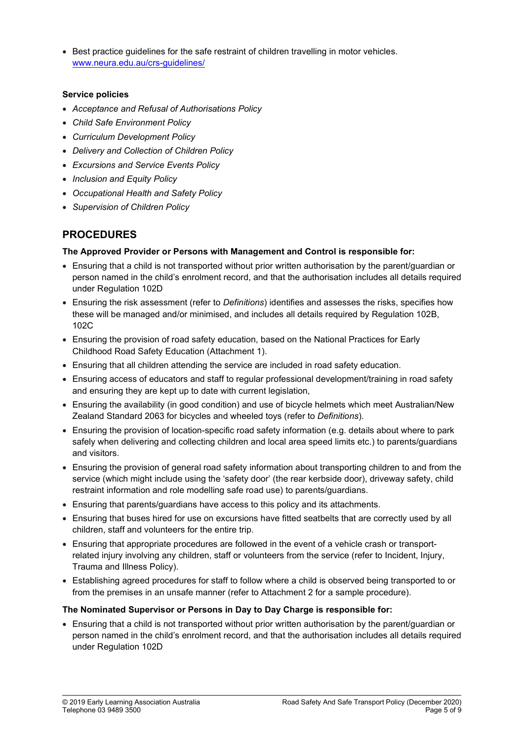- Best practice guidelines for the safe restraint of children travelling in motor vehicles. [www.neura.edu.au/crs-guidelines/](http://www.neura.edu.au/crs-guidelines/)

**Service policies**

- *Acceptance and Refusal of Authorisations Policy*
- *Child Safe Environment Policy*
- *Curriculum Development Policy*
- *Delivery and Collection of Children Policy*
- *Excursions and Service Events Policy*
- *Inclusion and Equity Policy*
- *Occupational Health and Safety Policy*
- *Supervision of Children Policy*

## PROCEDURES

**The Approved Provider or Persons with Management and Control is responsible for:**

- Ensuring that a child is not transported without prior written authorisation by the parent/guardian or person named in the child's enrolment record, and that the authorisation includes all details required under Regulation 102D
- Ensuring the risk assessment (refer to *Definitions*) identifies and assesses the risks, specifies how these will be managed and/or minimised, and includes all details required by Regulation 102B, 102C
- Ensuring the provision of road safety education, based on the National Practices for Early Childhood Road Safety Education (Attachment 1).
- Ensuring that all children attending the service are included in road safety education.
- Ensuring access of educators and staff to regular professional development/training in road safety and ensuring they are kept up to date with current legislation,
- Ensuring the availability (in good condition) and use of bicycle helmets which meet Australian/New Zealand Standard 2063 for bicycles and wheeled toys (refer to *Definitions*).
- Ensuring the provision of location-specific road safety information (e.g. details about where to park safely when delivering and collecting children and local area speed limits etc.) to parents/guardians and visitors.
- Ensuring the provision of general road safety information about transporting children to and from the service (which might include using the 'safety door' (the rear kerbside door), driveway safety, child restraint information and role modelling safe road use) to parents/guardians.
- Ensuring that parents/guardians have access to this policy and its attachments.
- Ensuring that buses hired for use on excursions have fitted seatbelts that are correctly used by all children, staff and volunteers for the entire trip.
- Ensuring that appropriate procedures are followed in the event of a vehicle crash or transport-related injury involving any children, staff or volunteers from the service (refer to Incident, Injury, Trauma and Illness Policy).
- Establishing agreed procedures for staff to follow where a child is observed being transported to or from the premises in an unsafe manner (refer to Attachment 2 for a sample procedure).

**The Nominated Supervisor or Persons in Day to Day Charge is responsible for:**

- Ensuring that a child is not transported without prior written authorisation by the parent/guardian or person named in the child's enrolment record, and that the authorisation includes all details required under Regulation 102D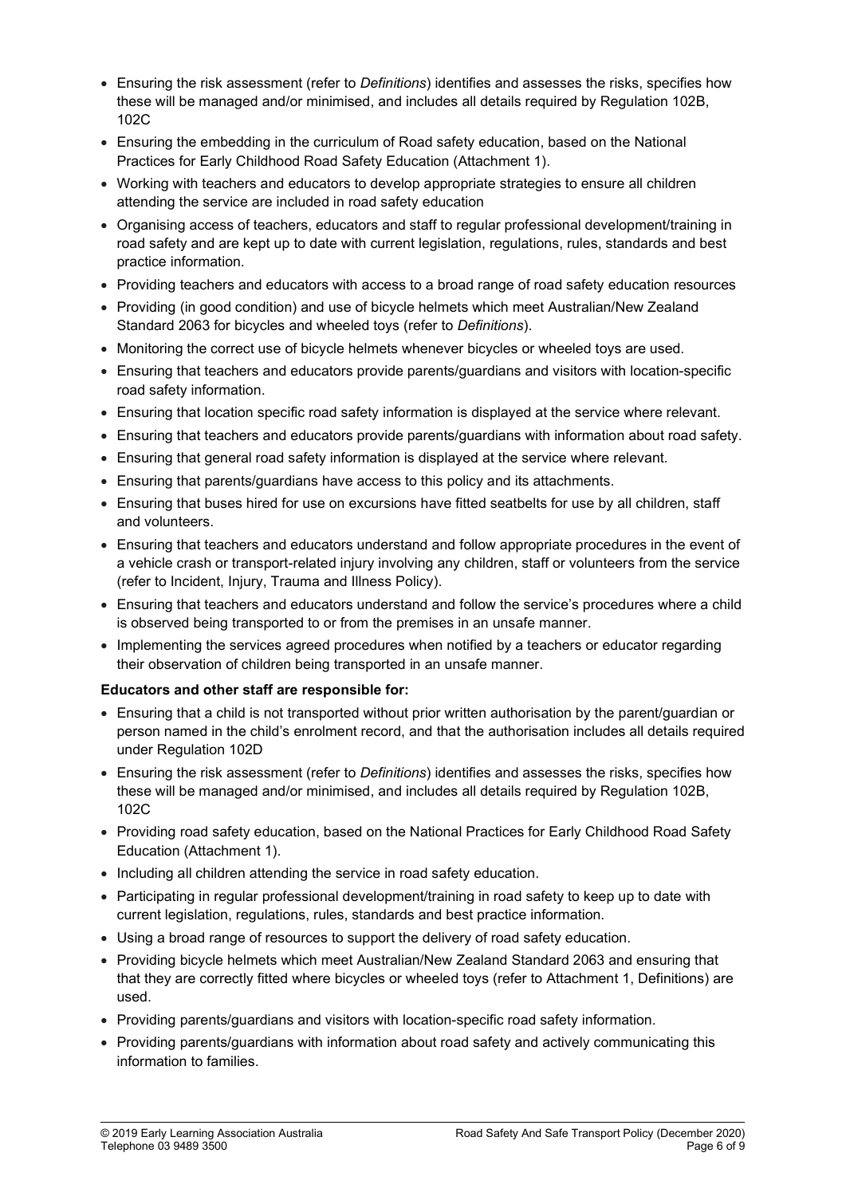- Ensuring the risk assessment (refer to *Definitions*) identifies and assesses the risks, specifies how these will be managed and/or minimised, and includes all details required by Regulation 102B, 102C
- Ensuring the embedding in the curriculum of Road safety education, based on the National Practices for Early Childhood Road Safety Education (Attachment 1).
- Working with teachers and educators to develop appropriate strategies to ensure all children attending the service are included in road safety education
- Organising access of teachers, educators and staff to regular professional development/training in road safety and are kept up to date with current legislation, regulations, rules, standards and best practice information.
- Providing teachers and educators with access to a broad range of road safety education resources
- Providing (in good condition) and use of bicycle helmets which meet Australian/New Zealand Standard 2063 for bicycles and wheeled toys (refer to *Definitions*).
- Monitoring the correct use of bicycle helmets whenever bicycles or wheeled toys are used.
- Ensuring that teachers and educators provide parents/guardians and visitors with location-specific road safety information.
- Ensuring that location specific road safety information is displayed at the service where relevant.
- Ensuring that teachers and educators provide parents/guardians with information about road safety.
- Ensuring that general road safety information is displayed at the service where relevant.
- Ensuring that parents/guardians have access to this policy and its attachments.
- Ensuring that buses hired for use on excursions have fitted seatbelts for use by all children, staff and volunteers.
- Ensuring that teachers and educators understand and follow appropriate procedures in the event of a vehicle crash or transport-related injury involving any children, staff or volunteers from the service (refer to Incident, Injury, Trauma and Illness Policy).
- Ensuring that teachers and educators understand and follow the service's procedures where a child is observed being transported to or from the premises in an unsafe manner.
- Implementing the services agreed procedures when notified by a teachers or educator regarding their observation of children being transported in an unsafe manner.

**Educators and other staff are responsible for:**

- Ensuring that a child is not transported without prior written authorisation by the parent/guardian or person named in the child's enrolment record, and that the authorisation includes all details required under Regulation 102D
- Ensuring the risk assessment (refer to *Definitions*) identifies and assesses the risks, specifies how these will be managed and/or minimised, and includes all details required by Regulation 102B, 102C
- Providing road safety education, based on the National Practices for Early Childhood Road Safety Education (Attachment 1).
- Including all children attending the service in road safety education.
- Participating in regular professional development/training in road safety to keep up to date with current legislation, regulations, rules, standards and best practice information.
- Using a broad range of resources to support the delivery of road safety education.
- Providing bicycle helmets which meet Australian/New Zealand Standard 2063 and ensuring that that they are correctly fitted where bicycles or wheeled toys (refer to Attachment 1, Definitions) are used.
- Providing parents/guardians and visitors with location-specific road safety information.
- Providing parents/guardians with information about road safety and actively communicating this information to families.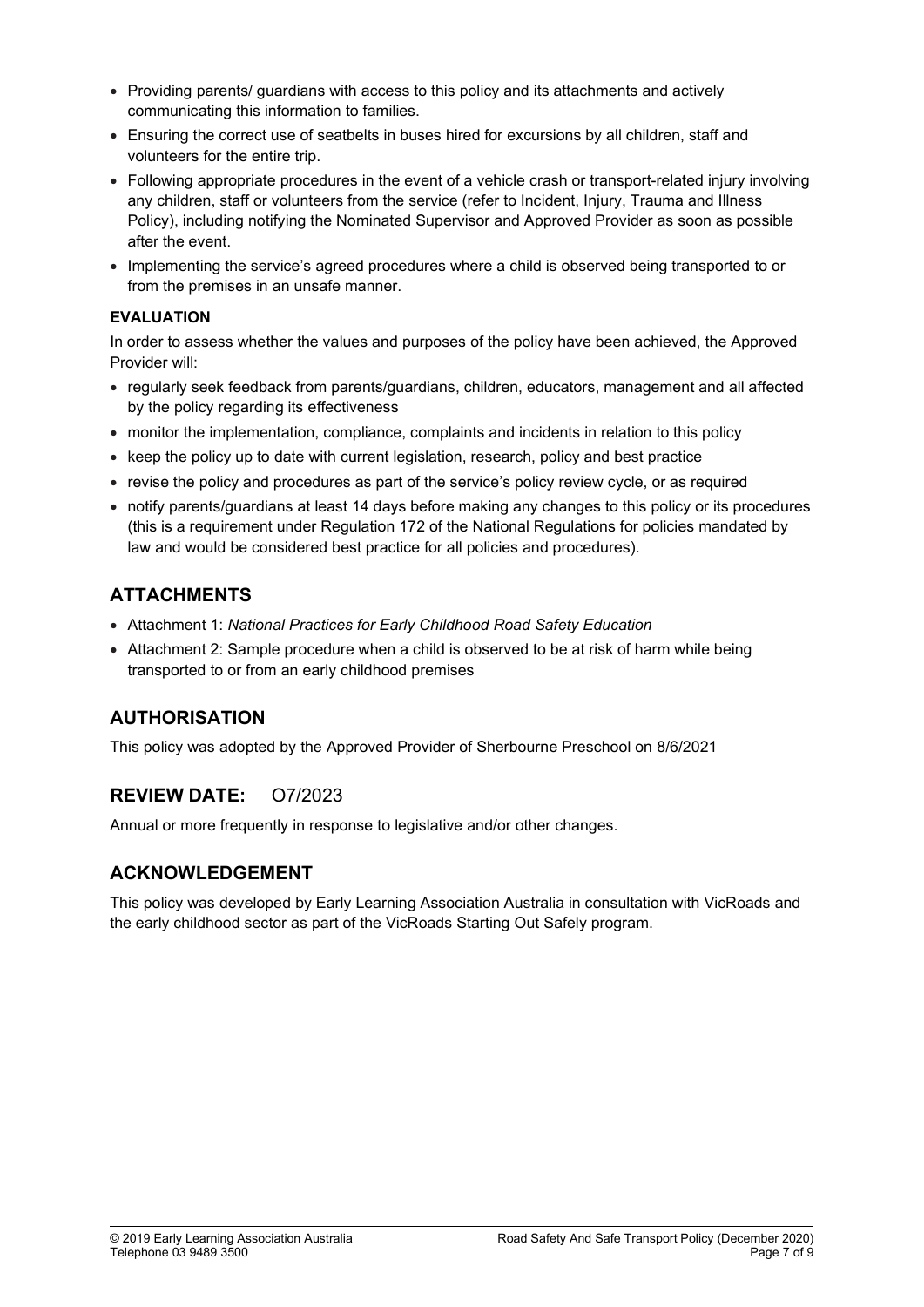- Providing parents/ guardians with access to this policy and its attachments and actively communicating this information to families.
- Ensuring the correct use of seatbelts in buses hired for excursions by all children, staff and volunteers for the entire trip.
- Following appropriate procedures in the event of a vehicle crash or transport-related injury involving any children, staff or volunteers from the service (refer to Incident, Injury, Trauma and Illness Policy), including notifying the Nominated Supervisor and Approved Provider as soon as possible after the event.
- Implementing the service's agreed procedures where a child is observed being transported to or from the premises in an unsafe manner.

**EVALUATION**

In order to assess whether the values and purposes of the policy have been achieved, the Approved Provider will:

- regularly seek feedback from parents/guardians, children, educators, management and all affected by the policy regarding its effectiveness
- monitor the implementation, compliance, complaints and incidents in relation to this policy
- keep the policy up to date with current legislation, research, policy and best practice
- revise the policy and procedures as part of the service's policy review cycle, or as required
- notify parents/guardians at least 14 days before making any changes to this policy or its procedures (this is a requirement under Regulation 172 of the National Regulations for policies mandated by law and would be considered best practice for all policies and procedures).

## ATTACHMENTS

- Attachment 1: *National Practices for Early Childhood Road Safety Education*
- Attachment 2: Sample procedure when a child is observed to be at risk of harm while being transported to or from an early childhood premises

## AUTHORISATION

This policy was adopted by the Approved Provider of Sherbourne Preschool on 8/6/2021

## REVIEW DATE: O7/2023

Annual or more frequently in response to legislative and/or other changes.

## ACKNOWLEDGEMENT

This policy was developed by Early Learning Association Australia in consultation with VicRoads and the early childhood sector as part of the VicRoads Starting Out Safely program.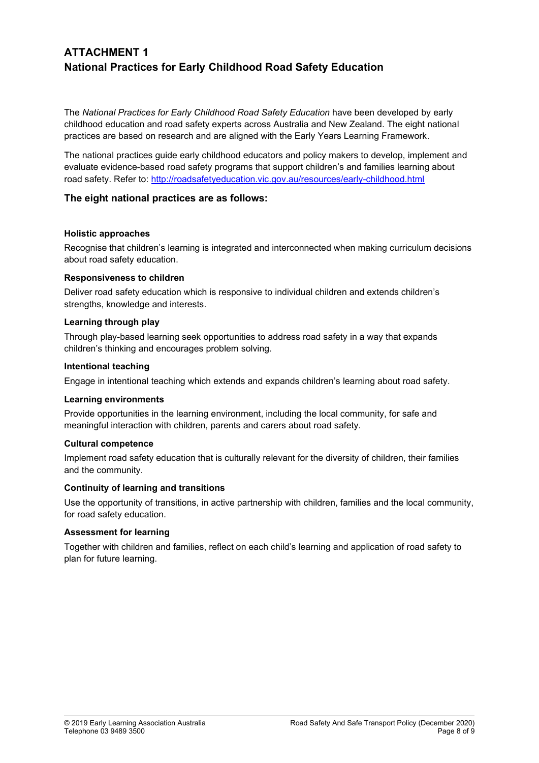# ATTACHMENT 1
## National Practices for Early Childhood Road Safety Education

The *National Practices for Early Childhood Road Safety Education* have been developed by early childhood education and road safety experts across Australia and New Zealand. The eight national practices are based on research and are aligned with the Early Years Learning Framework.

The national practices guide early childhood educators and policy makers to develop, implement and evaluate evidence-based road safety programs that support children's and families learning about road safety. Refer to: http://roadsafetyeducation.vic.gov.au/resources/early-childhood.html

### The eight national practices are as follows:

**Holistic approaches**

Recognise that children's learning is integrated and interconnected when making curriculum decisions about road safety education.

**Responsiveness to children**

Deliver road safety education which is responsive to individual children and extends children's strengths, knowledge and interests.

**Learning through play**

Through play-based learning seek opportunities to address road safety in a way that expands children's thinking and encourages problem solving.

**Intentional teaching**

Engage in intentional teaching which extends and expands children's learning about road safety.

**Learning environments**

Provide opportunities in the learning environment, including the local community, for safe and meaningful interaction with children, parents and carers about road safety.

**Cultural competence**

Implement road safety education that is culturally relevant for the diversity of children, their families and the community.

**Continuity of learning and transitions**

Use the opportunity of transitions, in active partnership with children, families and the local community, for road safety education.

**Assessment for learning**

Together with children and families, reflect on each child's learning and application of road safety to plan for future learning.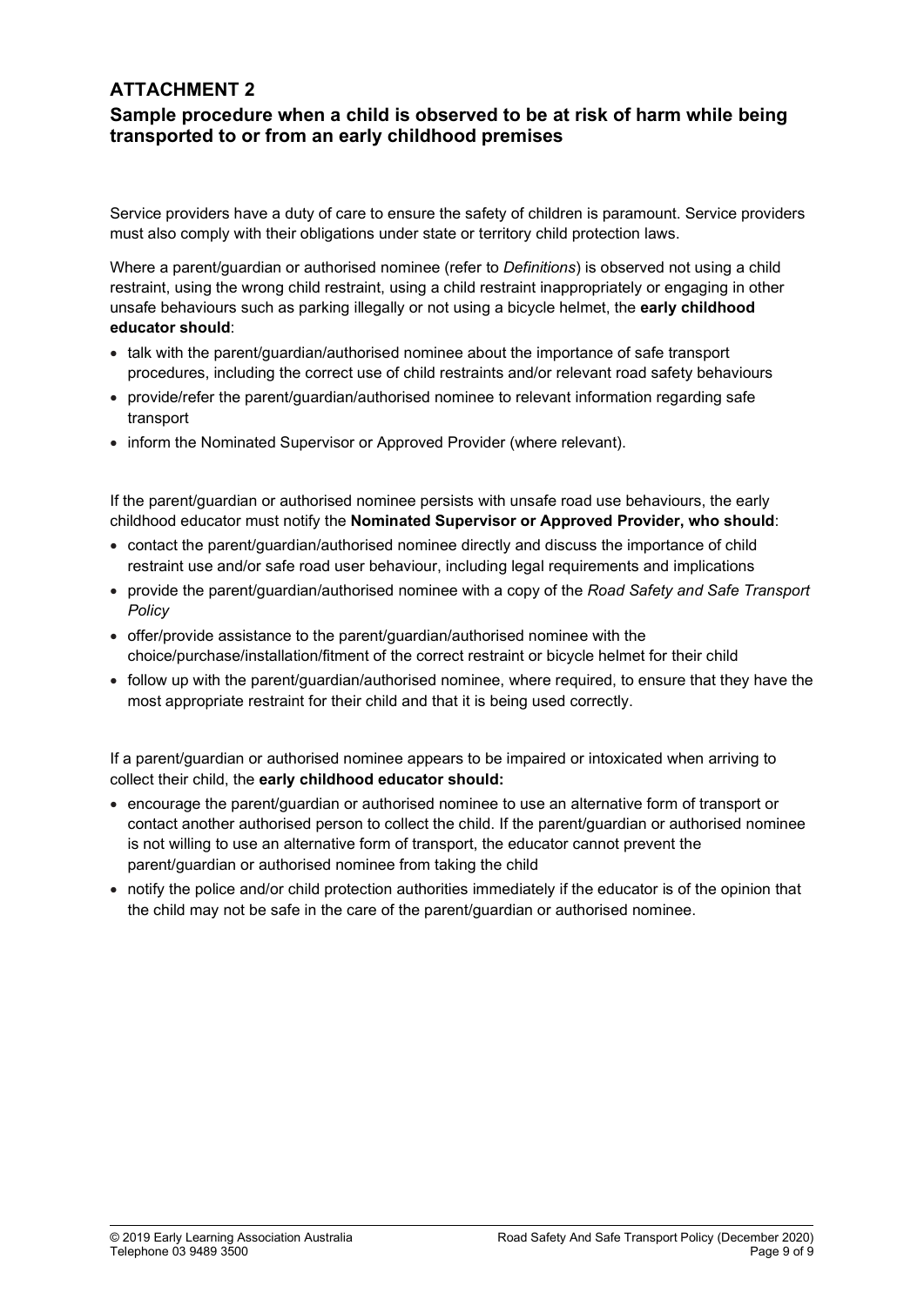## ATTACHMENT 2

### Sample procedure when a child is observed to be at risk of harm while being transported to or from an early childhood premises

Service providers have a duty of care to ensure the safety of children is paramount. Service providers must also comply with their obligations under state or territory child protection laws.

Where a parent/guardian or authorised nominee (refer to *Definitions*) is observed not using a child restraint, using the wrong child restraint, using a child restraint inappropriately or engaging in other unsafe behaviours such as parking illegally or not using a bicycle helmet, the **early childhood educator should**:

- talk with the parent/guardian/authorised nominee about the importance of safe transport procedures, including the correct use of child restraints and/or relevant road safety behaviours
- provide/refer the parent/guardian/authorised nominee to relevant information regarding safe transport
- inform the Nominated Supervisor or Approved Provider (where relevant).

If the parent/guardian or authorised nominee persists with unsafe road use behaviours, the early childhood educator must notify the **Nominated Supervisor or Approved Provider, who should**:

- contact the parent/guardian/authorised nominee directly and discuss the importance of child restraint use and/or safe road user behaviour, including legal requirements and implications
- provide the parent/guardian/authorised nominee with a copy of the *Road Safety and Safe Transport Policy*
- offer/provide assistance to the parent/guardian/authorised nominee with the choice/purchase/installation/fitment of the correct restraint or bicycle helmet for their child
- follow up with the parent/guardian/authorised nominee, where required, to ensure that they have the most appropriate restraint for their child and that it is being used correctly.

If a parent/guardian or authorised nominee appears to be impaired or intoxicated when arriving to collect their child, the **early childhood educator should:**

- encourage the parent/guardian or authorised nominee to use an alternative form of transport or contact another authorised person to collect the child. If the parent/guardian or authorised nominee is not willing to use an alternative form of transport, the educator cannot prevent the parent/guardian or authorised nominee from taking the child
- notify the police and/or child protection authorities immediately if the educator is of the opinion that the child may not be safe in the care of the parent/guardian or authorised nominee.